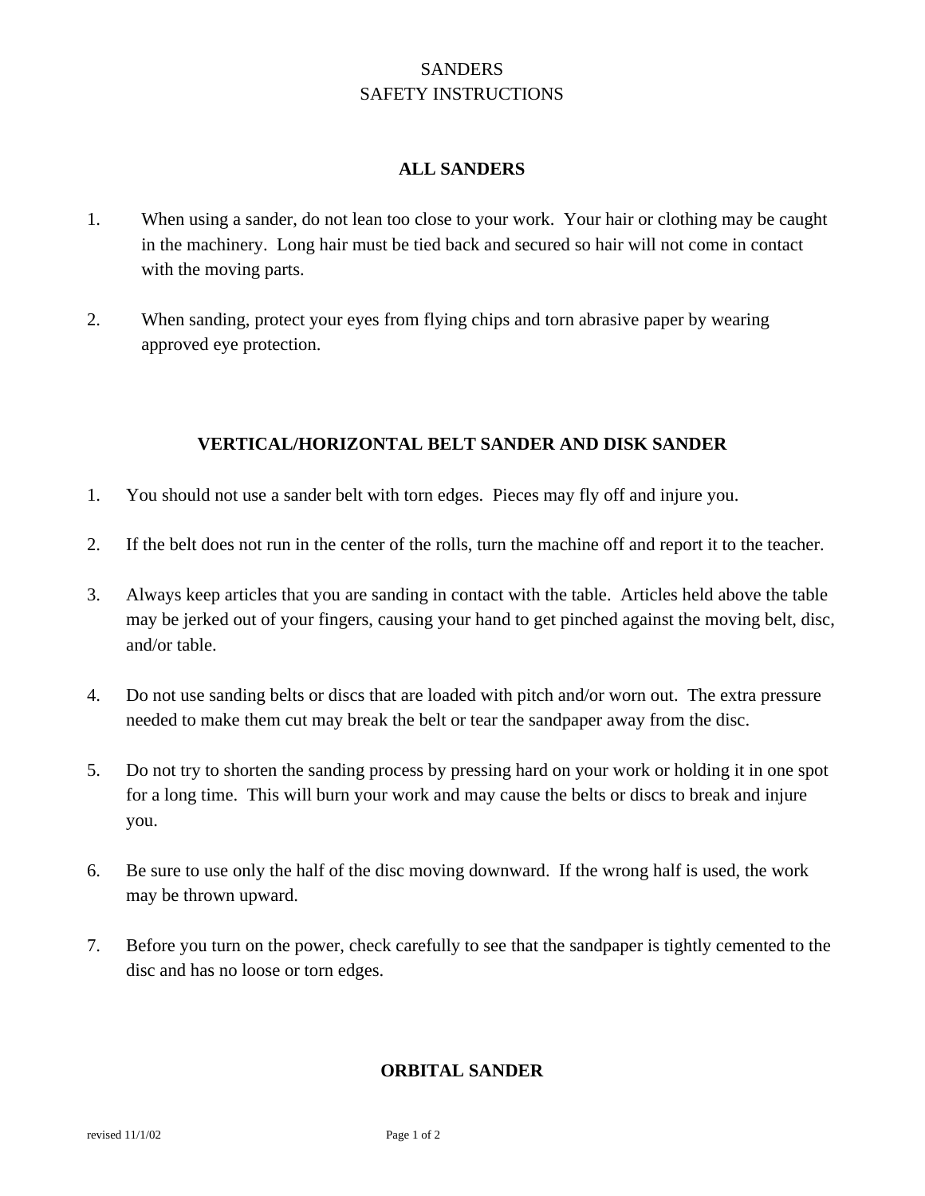# SANDERS
# SAFETY INSTRUCTIONS

## ALL SANDERS

1. When using a sander, do not lean too close to your work. Your hair or clothing may be caught in the machinery. Long hair must be tied back and secured so hair will not come in contact with the moving parts.

2. When sanding, protect your eyes from flying chips and torn abrasive paper by wearing approved eye protection.

## VERTICAL/HORIZONTAL BELT SANDER AND DISK SANDER

1. You should not use a sander belt with torn edges. Pieces may fly off and injure you.

2. If the belt does not run in the center of the rolls, turn the machine off and report it to the teacher.

3. Always keep articles that you are sanding in contact with the table. Articles held above the table may be jerked out of your fingers, causing your hand to get pinched against the moving belt, disc, and/or table.

4. Do not use sanding belts or discs that are loaded with pitch and/or worn out. The extra pressure needed to make them cut may break the belt or tear the sandpaper away from the disc.

5. Do not try to shorten the sanding process by pressing hard on your work or holding it in one spot for a long time. This will burn your work and may cause the belts or discs to break and injure you.

6. Be sure to use only the half of the disc moving downward. If the wrong half is used, the work may be thrown upward.

7. Before you turn on the power, check carefully to see that the sandpaper is tightly cemented to the disc and has no loose or torn edges.

## ORBITAL SANDER

revised 11/1/02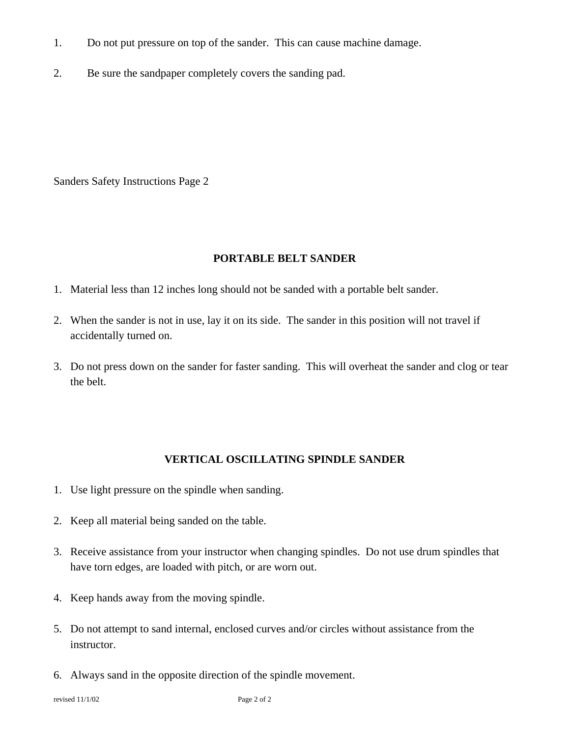1. Do not put pressure on top of the sander. This can cause machine damage.

2. Be sure the sandpaper completely covers the sanding pad.

Sanders Safety Instructions Page 2

## PORTABLE BELT SANDER

1. Material less than 12 inches long should not be sanded with a portable belt sander.

2. When the sander is not in use, lay it on its side. The sander in this position will not travel if accidentally turned on.

3. Do not press down on the sander for faster sanding. This will overheat the sander and clog or tear the belt.

## VERTICAL OSCILLATING SPINDLE SANDER

1. Use light pressure on the spindle when sanding.

2. Keep all material being sanded on the table.

3. Receive assistance from your instructor when changing spindles. Do not use drum spindles that have torn edges, are loaded with pitch, or are worn out.

4. Keep hands away from the moving spindle.

5. Do not attempt to sand internal, enclosed curves and/or circles without assistance from the instructor.

6. Always sand in the opposite direction of the spindle movement.

revised 11/1/02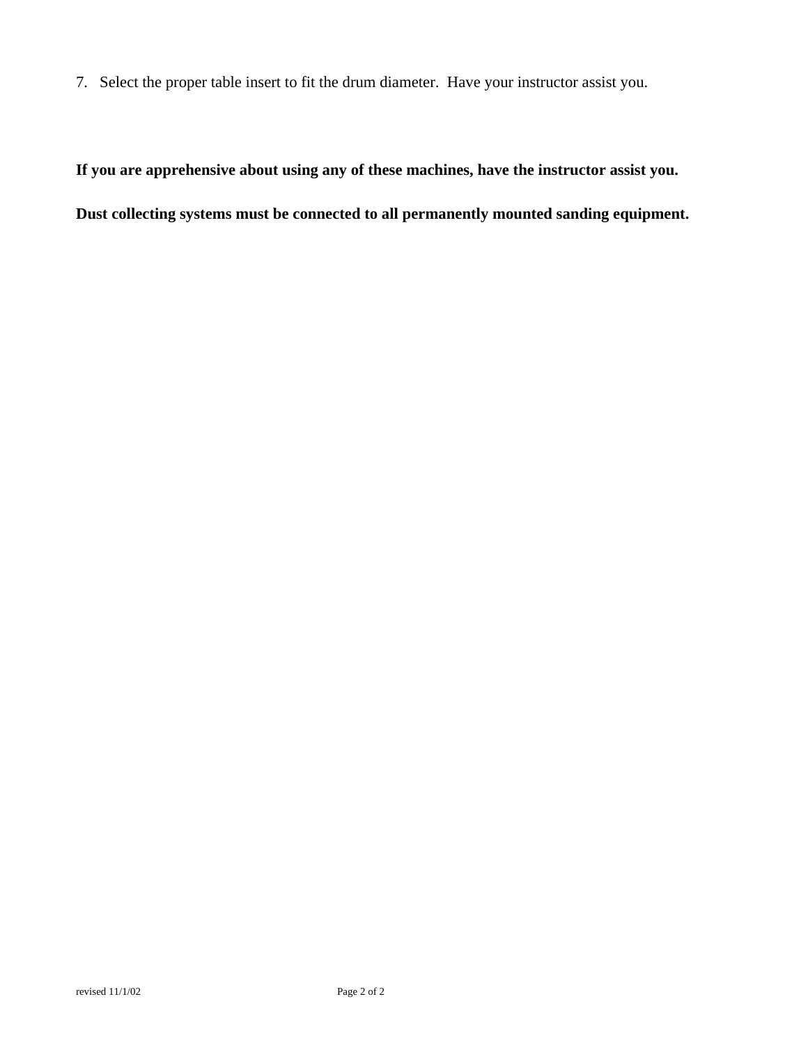7. Select the proper table insert to fit the drum diameter. Have your instructor assist you.

**If you are apprehensive about using any of these machines, have the instructor assist you.**

**Dust collecting systems must be connected to all permanently mounted sanding equipment.**

revised 11/1/02